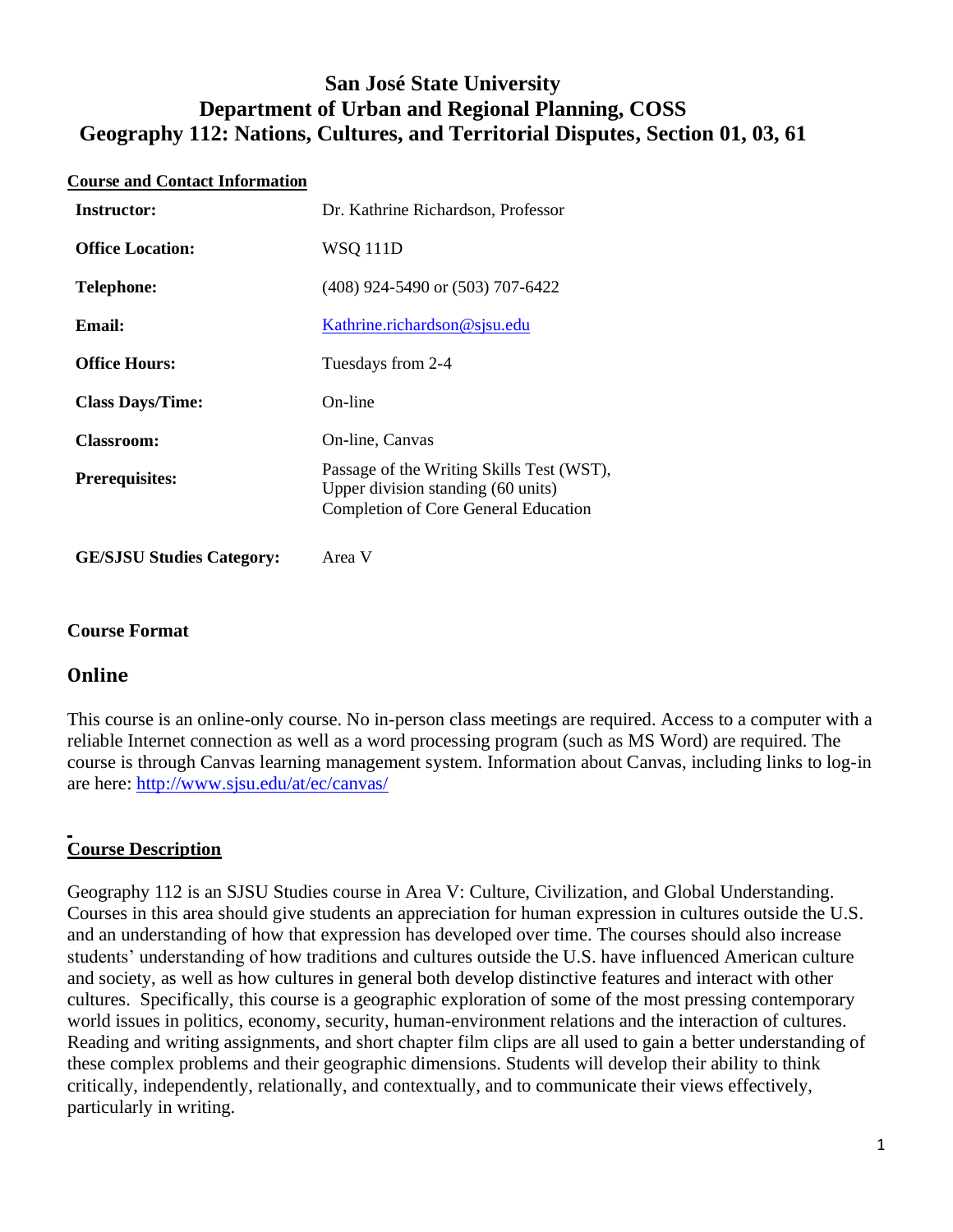# San José State University
## Department of Urban and Regional Planning, COSS
## Geography 112: Nations, Cultures, and Territorial Disputes, Section 01, 03, 61

**Course and Contact Information**

| | |
|---|---|
| **Instructor:** | Dr. Kathrine Richardson, Professor |
| **Office Location:** | WSQ 111D |
| **Telephone:** | (408) 924-5490 or (503) 707-6422 |
| **Email:** | Kathrine.richardson@sjsu.edu |
| **Office Hours:** | Tuesdays from 2-4 |
| **Class Days/Time:** | On-line |
| **Classroom:** | On-line, Canvas |
| **Prerequisites:** | Passage of the Writing Skills Test (WST), Upper division standing (60 units) Completion of Core General Education |
| **GE/SJSU Studies Category:** | Area V |

**Course Format**

## Online

This course is an online-only course. No in-person class meetings are required. Access to a computer with a reliable Internet connection as well as a word processing program (such as MS Word) are required. The course is through Canvas learning management system. Information about Canvas, including links to log-in are here: http://www.sjsu.edu/at/ec/canvas/

**Course Description**

Geography 112 is an SJSU Studies course in Area V: Culture, Civilization, and Global Understanding. Courses in this area should give students an appreciation for human expression in cultures outside the U.S. and an understanding of how that expression has developed over time. The courses should also increase students' understanding of how traditions and cultures outside the U.S. have influenced American culture and society, as well as how cultures in general both develop distinctive features and interact with other cultures. Specifically, this course is a geographic exploration of some of the most pressing contemporary world issues in politics, economy, security, human-environment relations and the interaction of cultures. Reading and writing assignments, and short chapter film clips are all used to gain a better understanding of these complex problems and their geographic dimensions. Students will develop their ability to think critically, independently, relationally, and contextually, and to communicate their views effectively, particularly in writing.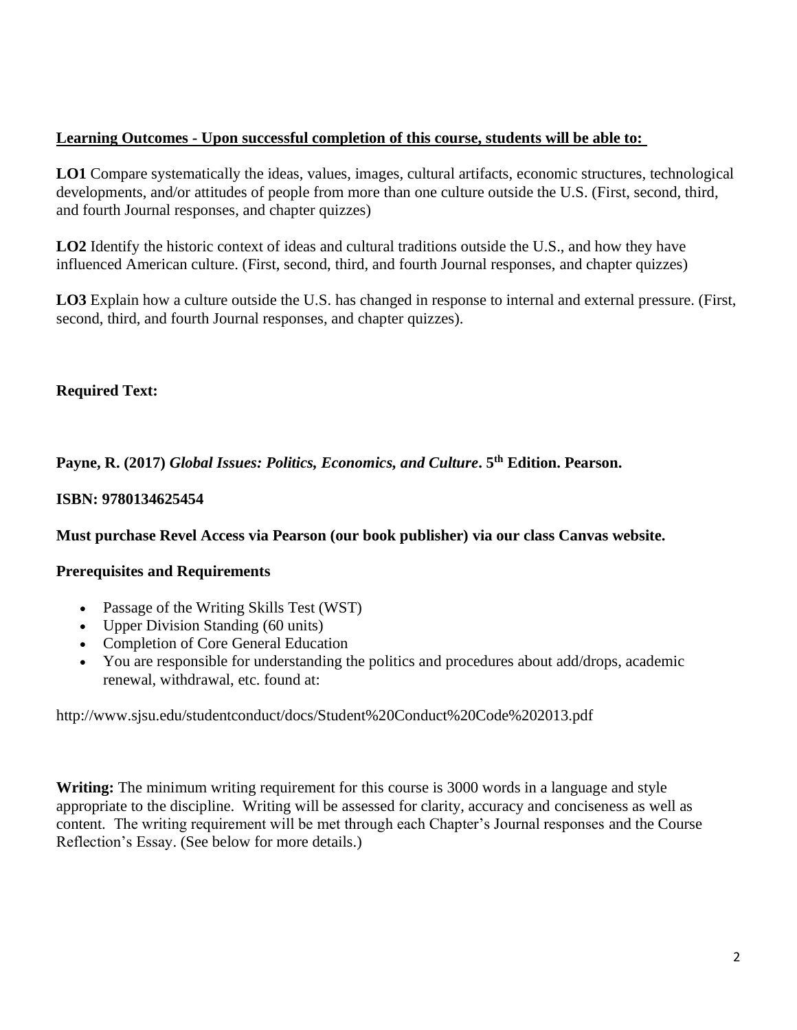**Learning Outcomes - Upon successful completion of this course, students will be able to:**

**LO1** Compare systematically the ideas, values, images, cultural artifacts, economic structures, technological developments, and/or attitudes of people from more than one culture outside the U.S. (First, second, third, and fourth Journal responses, and chapter quizzes)

**LO2** Identify the historic context of ideas and cultural traditions outside the U.S., and how they have influenced American culture. (First, second, third, and fourth Journal responses, and chapter quizzes)

**LO3** Explain how a culture outside the U.S. has changed in response to internal and external pressure. (First, second, third, and fourth Journal responses, and chapter quizzes).

**Required Text:**

**Payne, R. (2017) *Global Issues: Politics, Economics, and Culture*. 5th Edition. Pearson.**

**ISBN: 9780134625454**

**Must purchase Revel Access via Pearson (our book publisher) via our class Canvas website.**

**Prerequisites and Requirements**

- Passage of the Writing Skills Test (WST)
- Upper Division Standing (60 units)
- Completion of Core General Education
- You are responsible for understanding the politics and procedures about add/drops, academic renewal, withdrawal, etc. found at:

http://www.sjsu.edu/studentconduct/docs/Student%20Conduct%20Code%202013.pdf

**Writing:** The minimum writing requirement for this course is 3000 words in a language and style appropriate to the discipline. Writing will be assessed for clarity, accuracy and conciseness as well as content. The writing requirement will be met through each Chapter's Journal responses and the Course Reflection's Essay. (See below for more details.)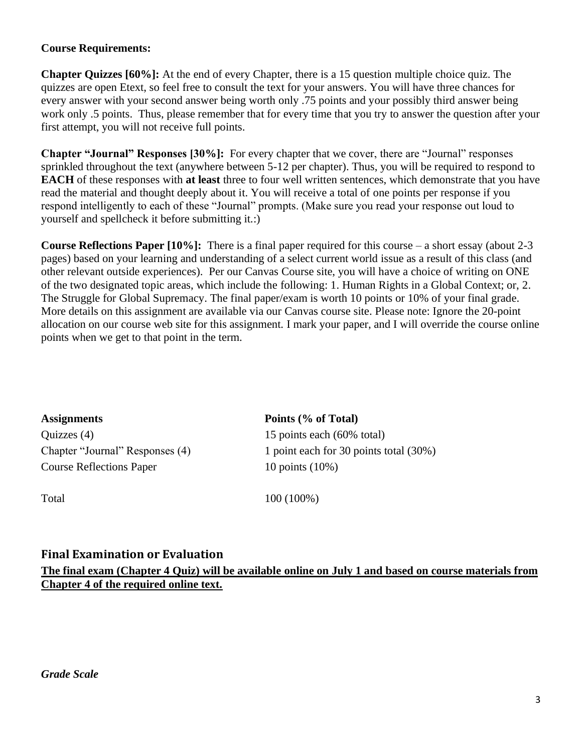**Course Requirements:**

**Chapter Quizzes [60%]:** At the end of every Chapter, there is a 15 question multiple choice quiz. The quizzes are open Etext, so feel free to consult the text for your answers. You will have three chances for every answer with your second answer being worth only .75 points and your possibly third answer being work only .5 points. Thus, please remember that for every time that you try to answer the question after your first attempt, you will not receive full points.

**Chapter "Journal" Responses [30%]:** For every chapter that we cover, there are "Journal" responses sprinkled throughout the text (anywhere between 5-12 per chapter). Thus, you will be required to respond to **EACH** of these responses with **at least** three to four well written sentences, which demonstrate that you have read the material and thought deeply about it. You will receive a total of one points per response if you respond intelligently to each of these "Journal" prompts. (Make sure you read your response out loud to yourself and spellcheck it before submitting it.:)

**Course Reflections Paper [10%]:** There is a final paper required for this course – a short essay (about 2-3 pages) based on your learning and understanding of a select current world issue as a result of this class (and other relevant outside experiences). Per our Canvas Course site, you will have a choice of writing on ONE of the two designated topic areas, which include the following: 1. Human Rights in a Global Context; or, 2. The Struggle for Global Supremacy. The final paper/exam is worth 10 points or 10% of your final grade. More details on this assignment are available via our Canvas course site. Please note: Ignore the 20-point allocation on our course web site for this assignment. I mark your paper, and I will override the course online points when we get to that point in the term.

| **Assignments** | **Points (% of Total)** |
|---|---|
| Quizzes (4) | 15 points each (60% total) |
| Chapter "Journal" Responses (4) | 1 point each for 30 points total (30%) |
| Course Reflections Paper | 10 points (10%) |
| | |
| Total | 100 (100%) |

## Final Examination or Evaluation

**The final exam (Chapter 4 Quiz) will be available online on July 1 and based on course materials from Chapter 4 of the required online text.**

***Grade Scale***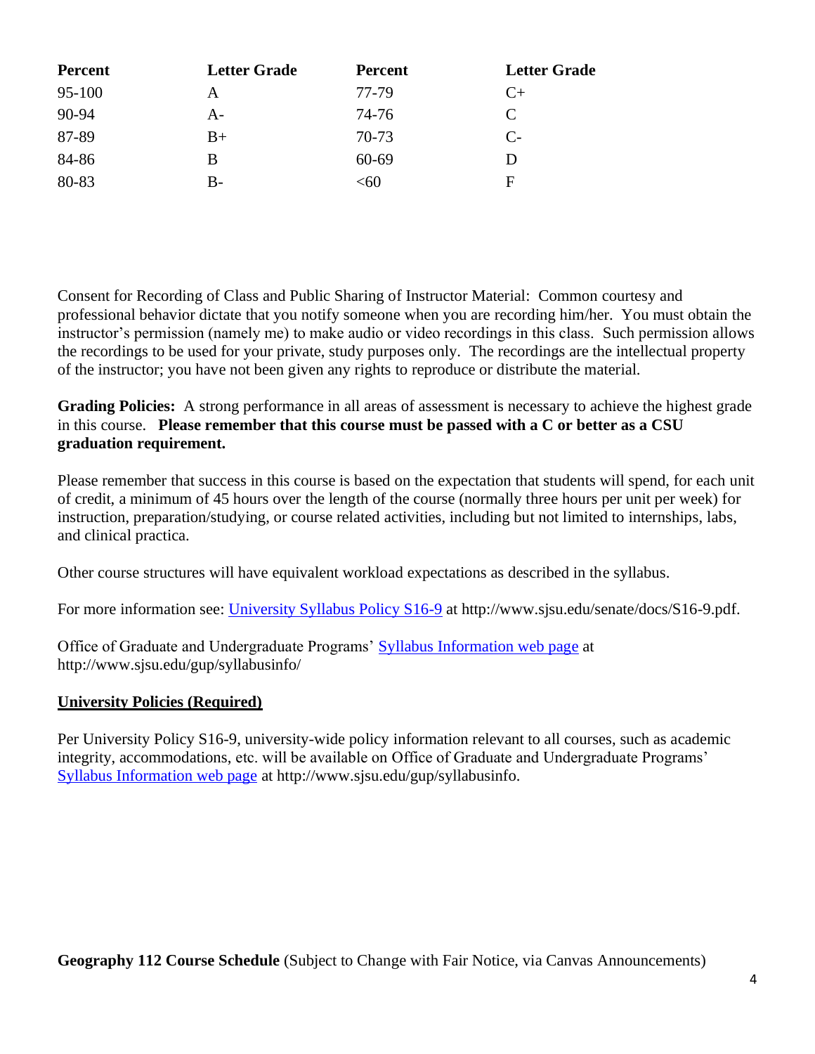| Percent | Letter Grade | Percent | Letter Grade |
|---|---|---|---|
| 95-100 | A | 77-79 | C+ |
| 90-94 | A- | 74-76 | C |
| 87-89 | B+ | 70-73 | C- |
| 84-86 | B | 60-69 | D |
| 80-83 | B- | <60 | F |

Consent for Recording of Class and Public Sharing of Instructor Material: Common courtesy and professional behavior dictate that you notify someone when you are recording him/her. You must obtain the instructor's permission (namely me) to make audio or video recordings in this class. Such permission allows the recordings to be used for your private, study purposes only. The recordings are the intellectual property of the instructor; you have not been given any rights to reproduce or distribute the material.

**Grading Policies:** A strong performance in all areas of assessment is necessary to achieve the highest grade in this course. **Please remember that this course must be passed with a C or better as a CSU graduation requirement.**

Please remember that success in this course is based on the expectation that students will spend, for each unit of credit, a minimum of 45 hours over the length of the course (normally three hours per unit per week) for instruction, preparation/studying, or course related activities, including but not limited to internships, labs, and clinical practica.

Other course structures will have equivalent workload expectations as described in the syllabus.

For more information see: [University Syllabus Policy S16-9](http://www.sjsu.edu/senate/docs/S16-9.pdf) at http://www.sjsu.edu/senate/docs/S16-9.pdf.

Office of Graduate and Undergraduate Programs' [Syllabus Information web page](http://www.sjsu.edu/gup/syllabusinfo/) at http://www.sjsu.edu/gup/syllabusinfo/

## University Policies (Required)

Per University Policy S16-9, university-wide policy information relevant to all courses, such as academic integrity, accommodations, etc. will be available on Office of Graduate and Undergraduate Programs' [Syllabus Information web page](http://www.sjsu.edu/gup/syllabusinfo) at http://www.sjsu.edu/gup/syllabusinfo.

**Geography 112 Course Schedule** (Subject to Change with Fair Notice, via Canvas Announcements)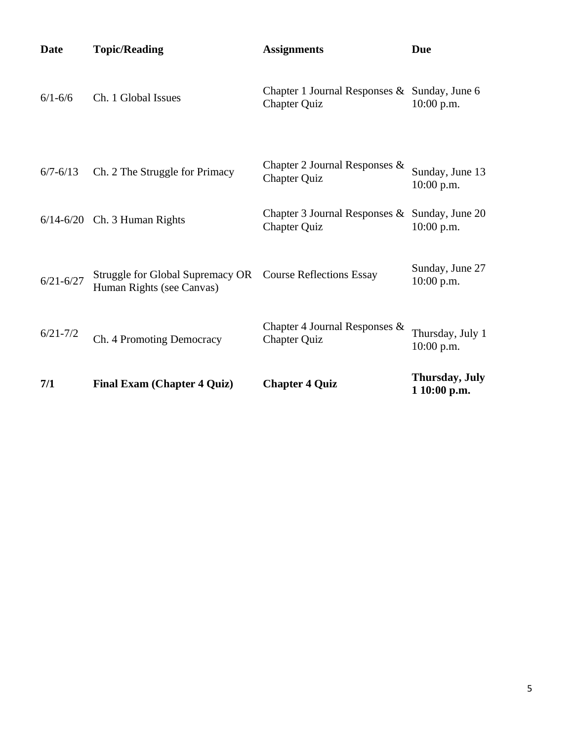| Date | Topic/Reading | Assignments | Due |
|---|---|---|---|
| 6/1-6/6 | Ch. 1 Global Issues | Chapter 1 Journal Responses & Chapter Quiz | Sunday, June 6 10:00 p.m. |
| 6/7-6/13 | Ch. 2 The Struggle for Primacy | Chapter 2 Journal Responses & Chapter Quiz | Sunday, June 13 10:00 p.m. |
| 6/14-6/20 | Ch. 3 Human Rights | Chapter 3 Journal Responses & Chapter Quiz | Sunday, June 20 10:00 p.m. |
| 6/21-6/27 | Struggle for Global Supremacy OR Human Rights (see Canvas) | Course Reflections Essay | Sunday, June 27 10:00 p.m. |
| 6/21-7/2 | Ch. 4 Promoting Democracy | Chapter 4 Journal Responses & Chapter Quiz | Thursday, July 1 10:00 p.m. |
| **7/1** | **Final Exam (Chapter 4 Quiz)** | **Chapter 4 Quiz** | **Thursday, July 1 10:00 p.m.** |